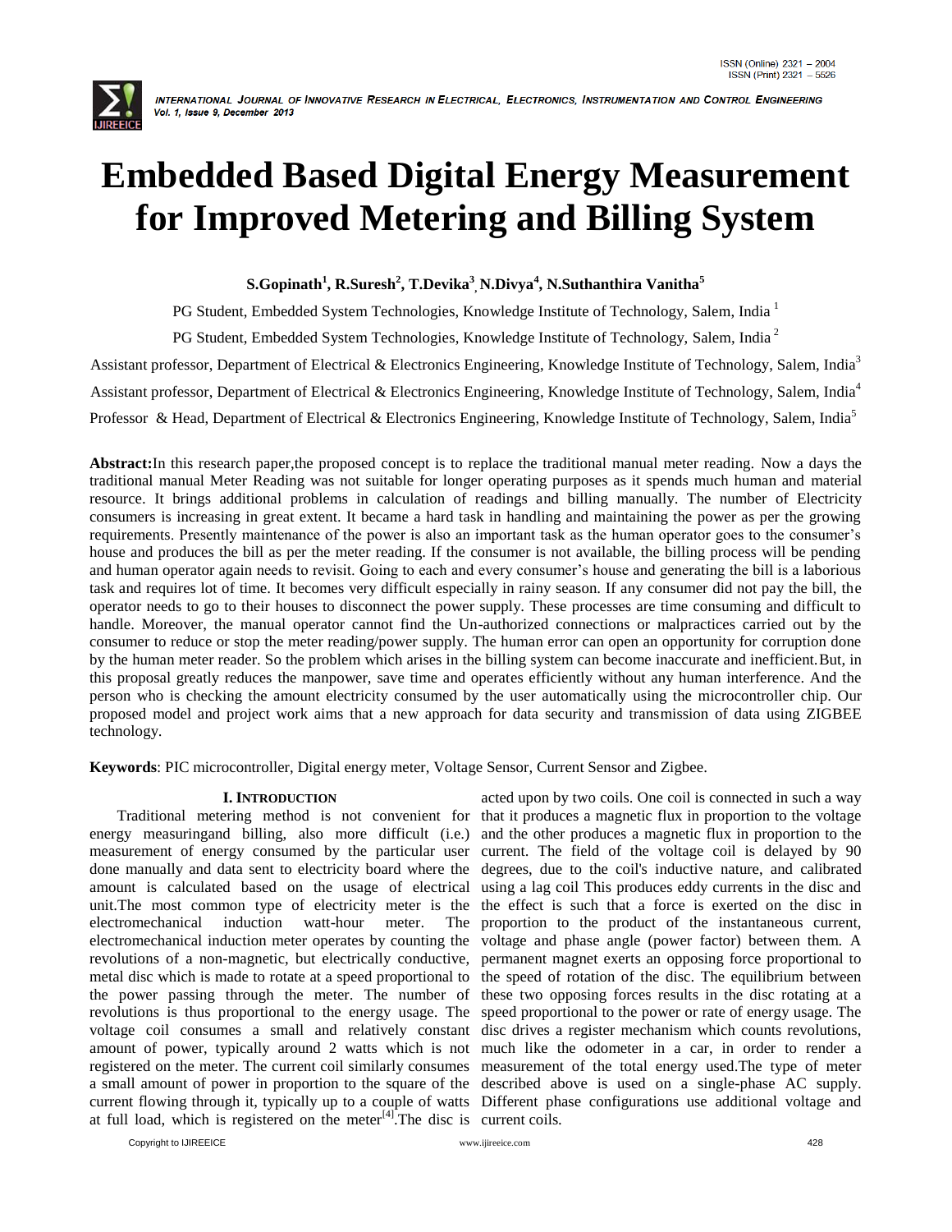# Embedded Based Digital Energy Measurement for Improved Metering and Billing System

**S.Gopinath[1], R.Suresh[2], T.Devika[3], N.Divya[4], N.Suthanthira Vanitha[5]**

PG Student, Embedded System Technologies, Knowledge Institute of Technology, Salem, India [1]

PG Student, Embedded System Technologies, Knowledge Institute of Technology, Salem, India [2]

Assistant professor, Department of Electrical & Electronics Engineering, Knowledge Institute of Technology, Salem, India[3]

Assistant professor, Department of Electrical & Electronics Engineering, Knowledge Institute of Technology, Salem, India[4]

Professor & Head, Department of Electrical & Electronics Engineering, Knowledge Institute of Technology, Salem, India[5]

**Abstract:**In this research paper,the proposed concept is to replace the traditional manual meter reading. Now a days the traditional manual Meter Reading was not suitable for longer operating purposes as it spends much human and material resource. It brings additional problems in calculation of readings and billing manually. The number of Electricity consumers is increasing in great extent. It became a hard task in handling and maintaining the power as per the growing requirements. Presently maintenance of the power is also an important task as the human operator goes to the consumer's house and produces the bill as per the meter reading. If the consumer is not available, the billing process will be pending and human operator again needs to revisit. Going to each and every consumer's house and generating the bill is a laborious task and requires lot of time. It becomes very difficult especially in rainy season. If any consumer did not pay the bill, the operator needs to go to their houses to disconnect the power supply. These processes are time consuming and difficult to handle. Moreover, the manual operator cannot find the Un-authorized connections or malpractices carried out by the consumer to reduce or stop the meter reading/power supply. The human error can open an opportunity for corruption done by the human meter reader. So the problem which arises in the billing system can become inaccurate and inefficient.But, in this proposal greatly reduces the manpower, save time and operates efficiently without any human interference. And the person who is checking the amount electricity consumed by the user automatically using the microcontroller chip. Our proposed model and project work aims that a new approach for data security and transmission of data using ZIGBEE technology.

**Keywords**: PIC microcontroller, Digital energy meter, Voltage Sensor, Current Sensor and Zigbee.

## I. INTRODUCTION

Traditional metering method is not convenient for energy measuringand billing, also more difficult (i.e.) measurement of energy consumed by the particular user done manually and data sent to electricity board where the amount is calculated based on the usage of electrical unit.The most common type of electricity meter is the electromechanical induction watt-hour meter. The electromechanical induction meter operates by counting the revolutions of a non-magnetic, but electrically conductive, metal disc which is made to rotate at a speed proportional to the power passing through the meter. The number of revolutions is thus proportional to the energy usage. The voltage coil consumes a small and relatively constant amount of power, typically around 2 watts which is not registered on the meter. The current coil similarly consumes a small amount of power in proportion to the square of the current flowing through it, typically up to a couple of watts at full load, which is registered on the meter[4].The disc is acted upon by two coils. One coil is connected in such a way that it produces a magnetic flux in proportion to the voltage and the other produces a magnetic flux in proportion to the current. The field of the voltage coil is delayed by 90 degrees, due to the coil's inductive nature, and calibrated using a lag coil This produces eddy currents in the disc and the effect is such that a force is exerted on the disc in proportion to the product of the instantaneous current, voltage and phase angle (power factor) between them. A permanent magnet exerts an opposing force proportional to the speed of rotation of the disc. The equilibrium between these two opposing forces results in the disc rotating at a speed proportional to the power or rate of energy usage. The disc drives a register mechanism which counts revolutions, much like the odometer in a car, in order to render a measurement of the total energy used.The type of meter described above is used on a single-phase AC supply. Different phase configurations use additional voltage and current coils.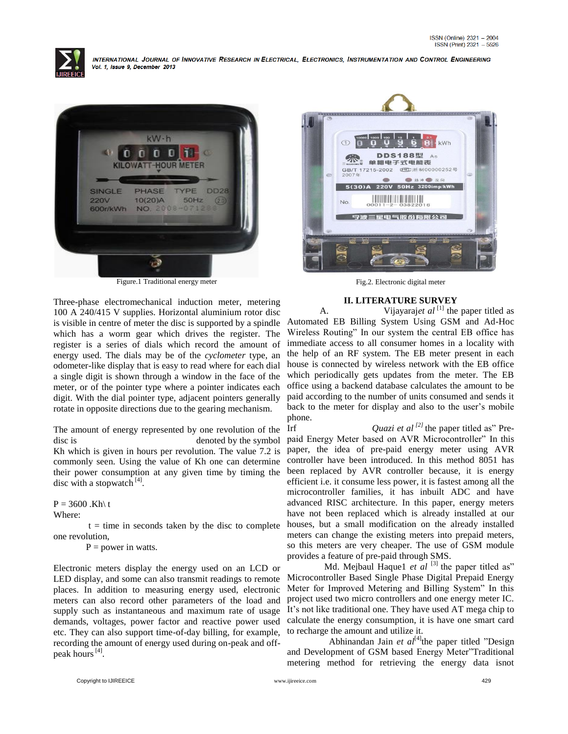Figure.1 Traditional energy meter

Fig.2. Electronic digital meter

Three-phase electromechanical induction meter, metering 100 A 240/415 V supplies. Horizontal aluminium rotor disc is visible in centre of meter the disc is supported by a spindle which has a worm gear which drives the register. The register is a series of dials which record the amount of energy used. The dials may be of the *cyclometer* type, an odometer-like display that is easy to read where for each dial a single digit is shown through a window in the face of the meter, or of the pointer type where a pointer indicates each digit. With the dial pointer type, adjacent pointers generally rotate in opposite directions due to the gearing mechanism.

The amount of energy represented by one revolution of the disc is denoted by the symbol Kh which is given in hours per revolution. The value 7.2 is commonly seen. Using the value of Kh one can determine their power consumption at any given time by timing the disc with a stopwatch [4].

P = 3600 .Kh\ t

Where:

t = time in seconds taken by the disc to complete one revolution,

P = power in watts.

Electronic meters display the energy used on an LCD or LED display, and some can also transmit readings to remote places. In addition to measuring energy used, electronic meters can also record other parameters of the load and supply such as instantaneous and maximum rate of usage demands, voltages, power factor and reactive power used etc. They can also support time-of-day billing, for example, recording the amount of energy used during on-peak and off-peak hours [4].

## II. LITERATURE SURVEY

A. Vijayaraj*et al* [1] the paper titled as Automated EB Billing System Using GSM and Ad-Hoc Wireless Routing" In our system the central EB office has immediate access to all consumer homes in a locality with the help of an RF system. The EB meter present in each house is connected by wireless network with the EB office which periodically gets updates from the meter. The EB office using a backend database calculates the amount to be paid according to the number of units consumed and sends it back to the meter for display and also to the user's mobile phone.

Irf *Quazi et al* [2] the paper titled as" Pre-paid Energy Meter based on AVR Microcontroller" In this paper, the idea of pre-paid energy meter using AVR controller have been introduced. In this method 8051 has been replaced by AVR controller because, it is energy efficient i.e. it consume less power, it is fastest among all the microcontroller families, it has inbuilt ADC and have advanced RISC architecture. In this paper, energy meters have not been replaced which is already installed at our houses, but a small modification on the already installed meters can change the existing meters into prepaid meters, so this meters are very cheaper. The use of GSM module provides a feature of pre-paid through SMS.

Md. Mejbaul Haque1 *et al* [3] the paper titled as" Microcontroller Based Single Phase Digital Prepaid Energy Meter for Improved Metering and Billing System" In this project used two micro controllers and one energy meter IC. It's not like traditional one. They have used AT mega chip to calculate the energy consumption, it is have one smart card to recharge the amount and utilize it.

Abhinandan Jain *et al*[4]the paper titled "Design and Development of GSM based Energy Meter"Traditional metering method for retrieving the energy data isnot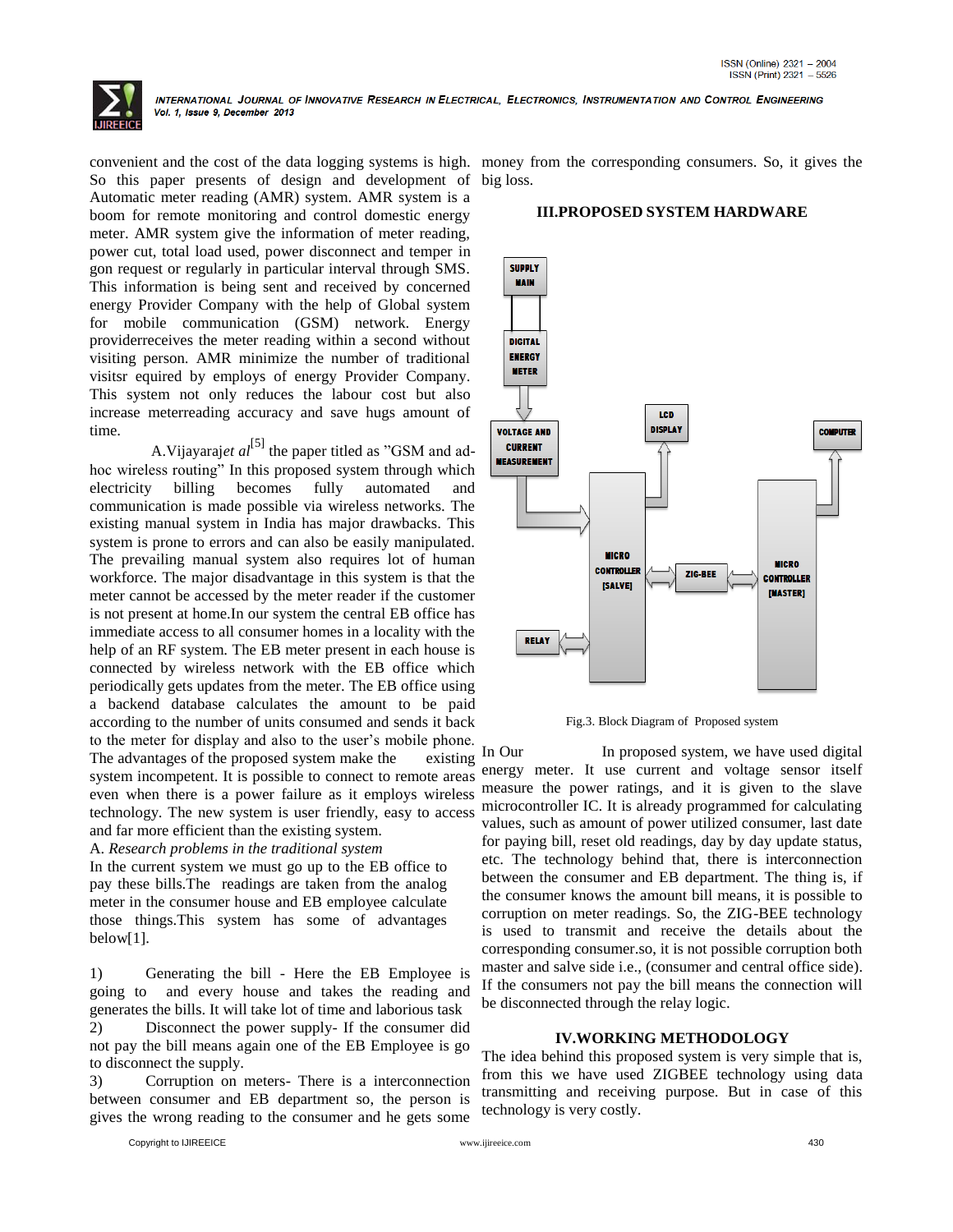convenient and the cost of the data logging systems is high. So this paper presents of design and development of Automatic meter reading (AMR) system. AMR system is a boom for remote monitoring and control domestic energy meter. AMR system give the information of meter reading, power cut, total load used, power disconnect and temper in gon request or regularly in particular interval through SMS. This information is being sent and received by concerned energy Provider Company with the help of Global system for mobile communication (GSM) network. Energy providerreceives the meter reading within a second without visiting person. AMR minimize the number of traditional visitsr equired by employs of energy Provider Company. This system not only reduces the labour cost but also increase meterreading accuracy and save hugs amount of time.

A.Vijayaraj*et al*[5] the paper titled as "GSM and ad-hoc wireless routing" In this proposed system through which electricity billing becomes fully automated and communication is made possible via wireless networks. The existing manual system in India has major drawbacks. This system is prone to errors and can also be easily manipulated. The prevailing manual system also requires lot of human workforce. The major disadvantage in this system is that the meter cannot be accessed by the meter reader if the customer is not present at home.In our system the central EB office has immediate access to all consumer homes in a locality with the help of an RF system. The EB meter present in each house is connected by wireless network with the EB office which periodically gets updates from the meter. The EB office using a backend database calculates the amount to be paid according to the number of units consumed and sends it back to the meter for display and also to the user's mobile phone. The advantages of the proposed system make the existing system incompetent. It is possible to connect to remote areas even when there is a power failure as it employs wireless technology. The new system is user friendly, easy to access and far more efficient than the existing system.

A. *Research problems in the traditional system*

In the current system we must go up to the EB office to pay these bills.The readings are taken from the analog meter in the consumer house and EB employee calculate those things.This system has some of advantages below[1].

1) Generating the bill - Here the EB Employee is going to and every house and takes the reading and generates the bills. It will take lot of time and laborious task
2) Disconnect the power supply- If the consumer did not pay the bill means again one of the EB Employee is go to disconnect the supply.
3) Corruption on meters- There is a interconnection between consumer and EB department so, the person is gives the wrong reading to the consumer and he gets some money from the corresponding consumers. So, it gives the big loss.

## III.PROPOSED SYSTEM HARDWARE

Fig.3. Block Diagram of Proposed system

In Our In proposed system, we have used digital energy meter. It use current and voltage sensor itself measure the power ratings, and it is given to the slave microcontroller IC. It is already programmed for calculating values, such as amount of power utilized consumer, last date for paying bill, reset old readings, day by day update status, etc. The technology behind that, there is interconnection between the consumer and EB department. The thing is, if the consumer knows the amount bill means, it is possible to corruption on meter readings. So, the ZIG-BEE technology is used to transmit and receive the details about the corresponding consumer.so, it is not possible corruption both master and salve side i.e., (consumer and central office side). If the consumers not pay the bill means the connection will be disconnected through the relay logic.

## IV.WORKING METHODOLOGY

The idea behind this proposed system is very simple that is, from this we have used ZIGBEE technology using data transmitting and receiving purpose. But in case of this technology is very costly.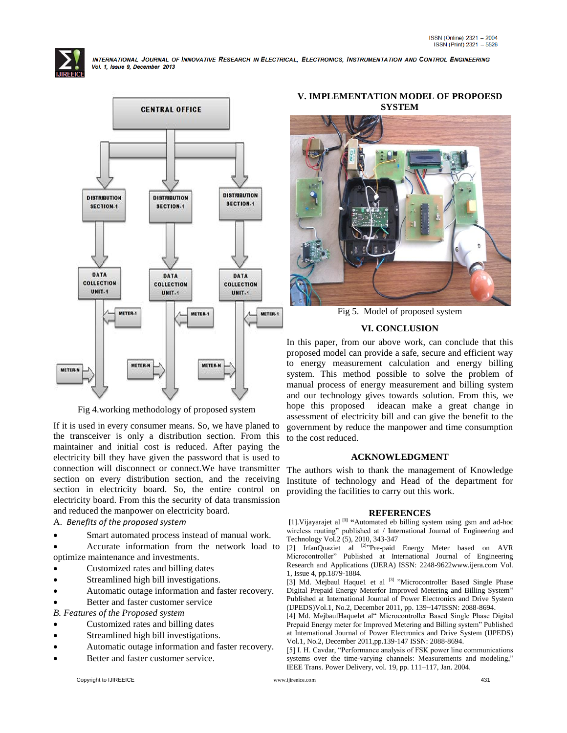Fig 4.working methodology of proposed system

If it is used in every consumer means. So, we have planed to the transceiver is only a distribution section. From this maintainer and initial cost is reduced. After paying the electricity bill they have given the password that is used to connection will disconnect or connect.We have transmitter section on every distribution section, and the receiving section in electricity board. So, the entire control on electricity board. From this the security of data transmission and reduced the manpower on electricity board.

A. *Benefits of the proposed system*

- Smart automated process instead of manual work.
- Accurate information from the network load to optimize maintenance and investments.
- Customized rates and billing dates
- Streamlined high bill investigations.
- Automatic outage information and faster recovery.
- Better and faster customer service

*B. Features of the Proposed system*

- Customized rates and billing dates
- Streamlined high bill investigations.
- Automatic outage information and faster recovery.
- Better and faster customer service.

## V. IMPLEMENTATION MODEL OF PROPOESD SYSTEM

Fig 5. Model of proposed system

## VI. CONCLUSION

In this paper, from our above work, can conclude that this proposed model can provide a safe, secure and efficient way to energy measurement calculation and energy billing system. This method possible to solve the problem of manual process of energy measurement and billing system and our technology gives towards solution. From this, we hope this proposed ideacan make a great change in assessment of electricity bill and can give the benefit to the government by reduce the manpower and time consumption to the cost reduced.

## ACKNOWLEDGMENT

The authors wish to thank the management of Knowledge Institute of technology and Head of the department for providing the facilities to carry out this work.

## REFERENCES

[1].Vijayarajet al [1] **"**Automated eb billing system using gsm and ad-hoc wireless routing" published at / International Journal of Engineering and Technology Vol.2 (5), 2010, 343-347

[2] IrfanQuaziet al [2]"Pre-paid Energy Meter based on AVR Microcontroller" Published at International Journal of Engineering Research and Applications (IJERA) ISSN: 2248-9622www.ijera.com Vol. 1, Issue 4, pp.1879-1884.

[3] Md. Mejbaul Haque1 et al [3] "Microcontroller Based Single Phase Digital Prepaid Energy Meterfor Improved Metering and Billing System" Published at International Journal of Power Electronics and Drive System (IJPEDS)Vol.1, No.2, December 2011, pp. 139~147ISSN: 2088-8694.

[4] Md. MejbaulHaquelet al" Microcontroller Based Single Phase Digital Prepaid Energy meter for Improved Metering and Billing system" Published at International Journal of Power Electronics and Drive System (IJPEDS) Vol.1, No.2, December 2011,pp.139-147 ISSN: 2088-8694.

[5] I. H. Cavdar, "Performance analysis of FSK power line communications systems over the time-varying channels: Measurements and modeling," IEEE Trans. Power Delivery, vol. 19, pp. 111–117, Jan. 2004.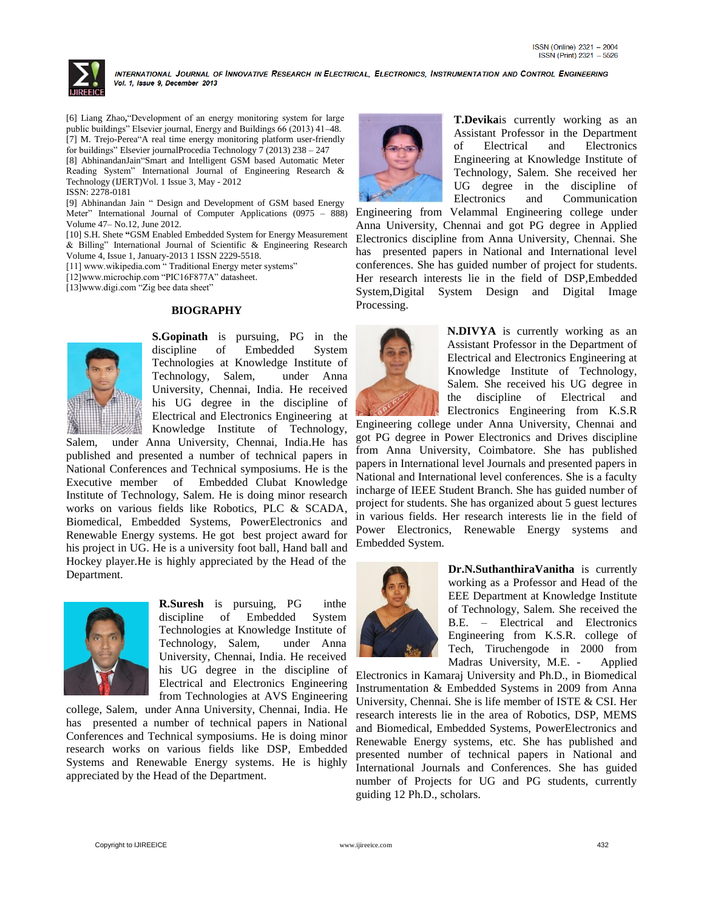[6] Liang Zhao,"Development of an energy monitoring system for large public buildings" Elsevier journal, Energy and Buildings 66 (2013) 41–48.
[7] M. Trejo-Perea"A real time energy monitoring platform user-friendly for buildings" Elsevier journalProcedia Technology 7 (2013) 238 – 247
[8] AbhinandanJain"Smart and Intelligent GSM based Automatic Meter Reading System" International Journal of Engineering Research & Technology (IJERT)Vol. 1 Issue 3, May - 2012
ISSN: 2278-0181
[9] Abhinandan Jain " Design and Development of GSM based Energy Meter" International Journal of Computer Applications (0975 – 888) Volume 47– No.12, June 2012.
[10] S.H. Shete **"**GSM Enabled Embedded System for Energy Measurement & Billing" International Journal of Scientific & Engineering Research Volume 4, Issue 1, January-2013 1 ISSN 2229-5518.
[11] www.wikipedia.com " Traditional Energy meter systems"
[12]www.microchip.com "PIC16F877A" datasheet.
[13]www.digi.com "Zig bee data sheet"

## BIOGRAPHY

**S.Gopinath** is pursuing, PG in the discipline of Embedded System Technologies at Knowledge Institute of Technology, Salem, under Anna University, Chennai, India. He received his UG degree in the discipline of Electrical and Electronics Engineering at Knowledge Institute of Technology, Salem, under Anna University, Chennai, India.He has published and presented a number of technical papers in National Conferences and Technical symposiums. He is the Executive member of Embedded Clubat Knowledge Institute of Technology, Salem. He is doing minor research works on various fields like Robotics, PLC & SCADA, Biomedical, Embedded Systems, PowerElectronics and Renewable Energy systems. He got best project award for his project in UG. He is a university foot ball, Hand ball and Hockey player.He is highly appreciated by the Head of the Department.

**R.Suresh** is pursuing, PG inthe discipline of Embedded System Technologies at Knowledge Institute of Technology, Salem, under Anna University, Chennai, India. He received his UG degree in the discipline of Electrical and Electronics Engineering from Technologies at AVS Engineering college, Salem, under Anna University, Chennai, India. He has presented a number of technical papers in National Conferences and Technical symposiums. He is doing minor research works on various fields like DSP, Embedded Systems and Renewable Energy systems. He is highly appreciated by the Head of the Department.

**T.Devika**is currently working as an Assistant Professor in the Department of Electrical and Electronics Engineering at Knowledge Institute of Technology, Salem. She received her UG degree in the discipline of Electronics and Communication Engineering from Velammal Engineering college under Anna University, Chennai and got PG degree in Applied Electronics discipline from Anna University, Chennai. She has presented papers in National and International level conferences. She has guided number of project for students. Her research interests lie in the field of DSP,Embedded System,Digital System Design and Digital Image Processing.

**N.DIVYA** is currently working as an Assistant Professor in the Department of Electrical and Electronics Engineering at Knowledge Institute of Technology, Salem. She received his UG degree in the discipline of Electrical and Electronics Engineering from K.S.R Engineering college under Anna University, Chennai and got PG degree in Power Electronics and Drives discipline from Anna University, Coimbatore. She has published papers in International level Journals and presented papers in National and International level conferences. She is a faculty incharge of IEEE Student Branch. She has guided number of project for students. She has organized about 5 guest lectures in various fields. Her research interests lie in the field of Power Electronics, Renewable Energy systems and Embedded System.

**Dr.N.SuthanthiraVanitha** is currently working as a Professor and Head of the EEE Department at Knowledge Institute of Technology, Salem. She received the B.E. – Electrical and Electronics Engineering from K.S.R. college of Tech, Tiruchengode in 2000 from Madras University, M.E. - Applied Electronics in Kamaraj University and Ph.D., in Biomedical Instrumentation & Embedded Systems in 2009 from Anna University, Chennai. She is life member of ISTE & CSI. Her research interests lie in the area of Robotics, DSP, MEMS and Biomedical, Embedded Systems, PowerElectronics and Renewable Energy systems, etc. She has published and presented number of technical papers in National and International Journals and Conferences. She has guided number of Projects for UG and PG students, currently guiding 12 Ph.D., scholars.